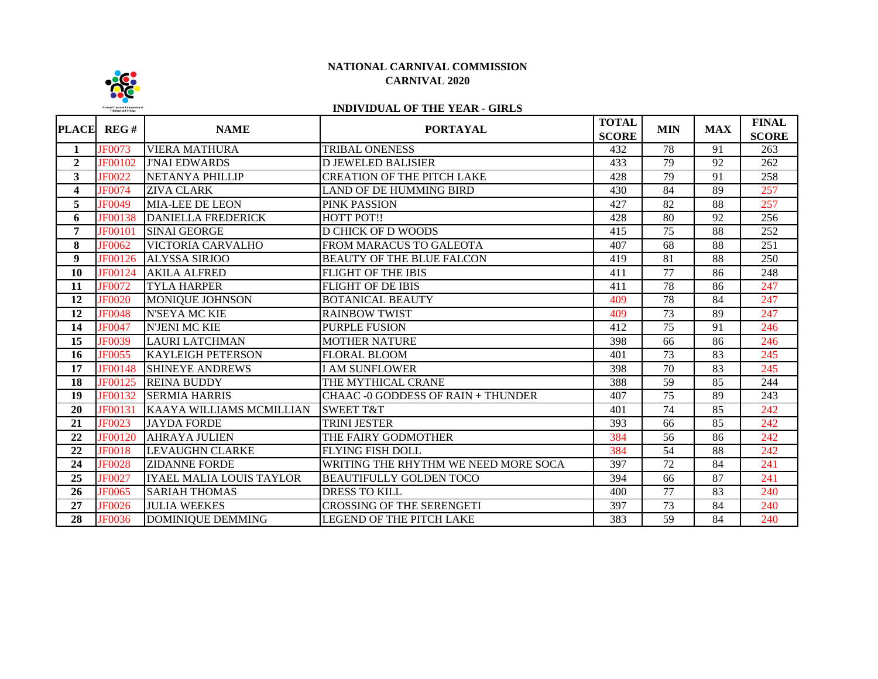# NATIONAL CARNIVAL COMMISSION
## CARNIVAL 2020

### INDIVIDUAL OF THE YEAR - GIRLS

| PLACE | REG # | NAME | PORTAYAL | TOTAL SCORE | MIN | MAX | FINAL SCORE |
|---|---|---|---|---|---|---|---|
| 1 | JF0073 | VIERA MATHURA | TRIBAL ONENESS | 432 | 78 | 91 | 263 |
| 2 | JF00102 | J'NAI EDWARDS | D JEWELED BALISIER | 433 | 79 | 92 | 262 |
| 3 | JF0022 | NETANYA PHILLIP | CREATION OF THE PITCH LAKE | 428 | 79 | 91 | 258 |
| 4 | JF0074 | ZIVA CLARK | LAND OF DE HUMMING BIRD | 430 | 84 | 89 | 257 |
| 5 | JF0049 | MIA-LEE DE LEON | PINK PASSION | 427 | 82 | 88 | 257 |
| 6 | JF00138 | DANIELLA FREDERICK | HOTT POT!! | 428 | 80 | 92 | 256 |
| 7 | JF00101 | SINAI GEORGE | D CHICK OF D WOODS | 415 | 75 | 88 | 252 |
| 8 | JF0062 | VICTORIA CARVALHO | FROM MARACUS TO GALEOTA | 407 | 68 | 88 | 251 |
| 9 | JF00126 | ALYSSA SIRJOO | BEAUTY OF THE BLUE FALCON | 419 | 81 | 88 | 250 |
| 10 | JF00124 | AKILA ALFRED | FLIGHT OF THE IBIS | 411 | 77 | 86 | 248 |
| 11 | JF0072 | TYLA HARPER | FLIGHT OF DE IBIS | 411 | 78 | 86 | 247 |
| 12 | JF0020 | MONIQUE JOHNSON | BOTANICAL BEAUTY | 409 | 78 | 84 | 247 |
| 12 | JF0048 | N'SEYA MC KIE | RAINBOW TWIST | 409 | 73 | 89 | 247 |
| 14 | JF0047 | N'JENI MC KIE | PURPLE FUSION | 412 | 75 | 91 | 246 |
| 15 | JF0039 | LAURI LATCHMAN | MOTHER NATURE | 398 | 66 | 86 | 246 |
| 16 | JF0055 | KAYLEIGH PETERSON | FLORAL BLOOM | 401 | 73 | 83 | 245 |
| 17 | JF00148 | SHINEYE ANDREWS | I AM SUNFLOWER | 398 | 70 | 83 | 245 |
| 18 | JF00125 | REINA BUDDY | THE MYTHICAL CRANE | 388 | 59 | 85 | 244 |
| 19 | JF00132 | SERMIA HARRIS | CHAAC -0 GODDESS OF RAIN + THUNDER | 407 | 75 | 89 | 243 |
| 20 | JF00131 | KAAYA WILLIAMS MCMILLIAN | SWEET T&T | 401 | 74 | 85 | 242 |
| 21 | JF0023 | JAYDA FORDE | TRINI JESTER | 393 | 66 | 85 | 242 |
| 22 | JF00120 | AHRAYA JULIEN | THE FAIRY GODMOTHER | 384 | 56 | 86 | 242 |
| 22 | JF0018 | LEVAUGHN CLARKE | FLYING FISH DOLL | 384 | 54 | 88 | 242 |
| 24 | JF0028 | ZIDANNE FORDE | WRITING THE RHYTHM WE NEED MORE SOCA | 397 | 72 | 84 | 241 |
| 25 | JF0027 | IYAEL MALIA LOUIS TAYLOR | BEAUTIFULLY GOLDEN TOCO | 394 | 66 | 87 | 241 |
| 26 | JF0065 | SARIAH THOMAS | DRESS TO KILL | 400 | 77 | 83 | 240 |
| 27 | JF0026 | JULIA WEEKES | CROSSING OF THE SERENGETI | 397 | 73 | 84 | 240 |
| 28 | JF0036 | DOMINIQUE DEMMING | LEGEND OF THE PITCH LAKE | 383 | 59 | 84 | 240 |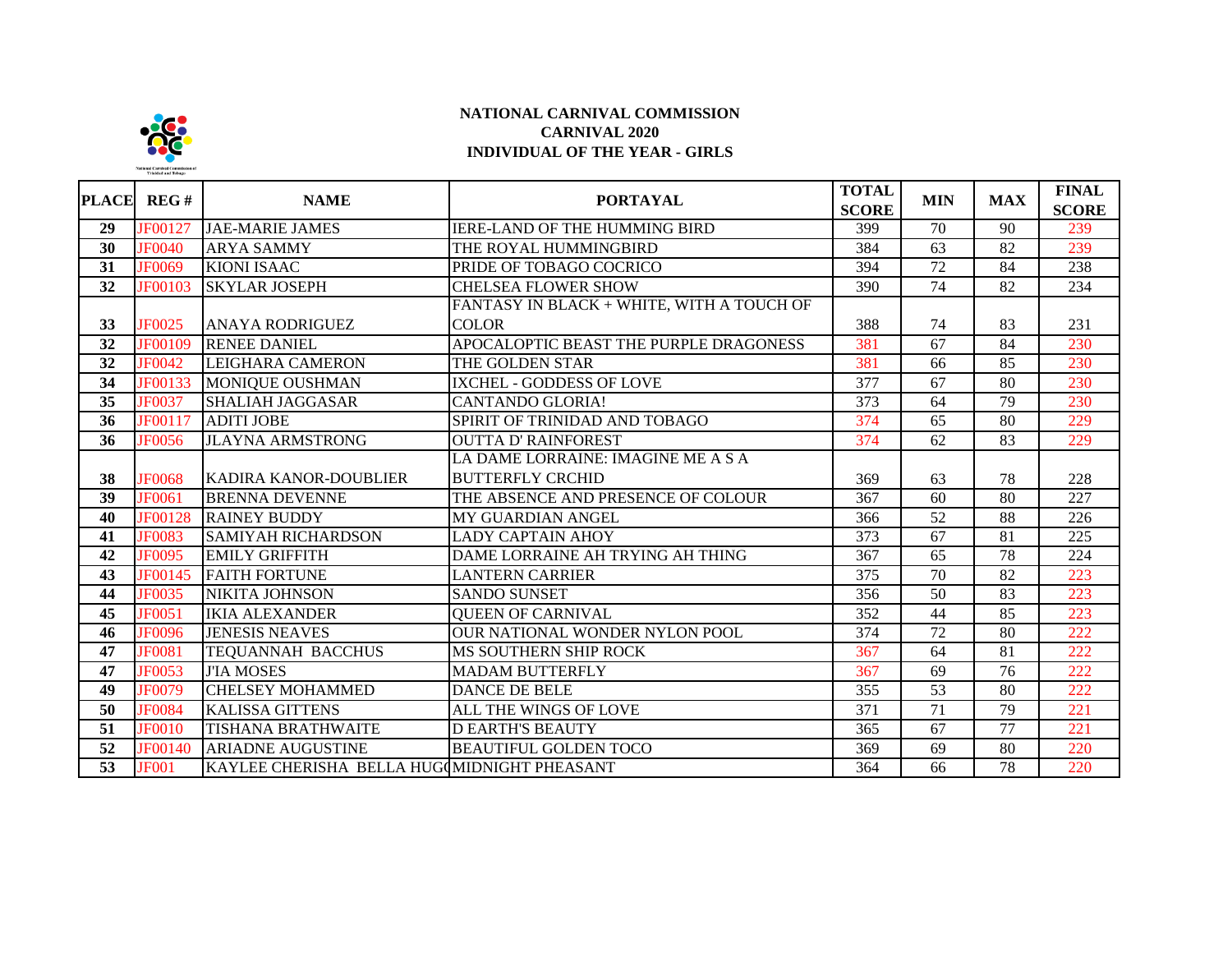# NATIONAL CARNIVAL COMMISSION
## CARNIVAL 2020
## INDIVIDUAL OF THE YEAR - GIRLS

| PLACE | REG # | NAME | PORTAYAL | TOTAL SCORE | MIN | MAX | FINAL SCORE |
|---|---|---|---|---|---|---|---|
| 29 | JF00127 | JAE-MARIE JAMES | IERE-LAND OF THE HUMMING BIRD | 399 | 70 | 90 | 239 |
| 30 | JF0040 | ARYA SAMMY | THE ROYAL HUMMINGBIRD | 384 | 63 | 82 | 239 |
| 31 | JF0069 | KIONI ISAAC | PRIDE OF TOBAGO COCRICO | 394 | 72 | 84 | 238 |
| 32 | JF00103 | SKYLAR JOSEPH | CHELSEA FLOWER SHOW | 390 | 74 | 82 | 234 |
| 33 | JF0025 | ANAYA RODRIGUEZ | FANTASY IN BLACK + WHITE, WITH A TOUCH OF COLOR | 388 | 74 | 83 | 231 |
| 32 | JF00109 | RENEE DANIEL | APOCALOPTIC BEAST THE PURPLE DRAGONESS | 381 | 67 | 84 | 230 |
| 32 | JF0042 | LEIGHARA CAMERON | THE GOLDEN STAR | 381 | 66 | 85 | 230 |
| 34 | JF00133 | MONIQUE OUSHMAN | IXCHEL - GODDESS OF LOVE | 377 | 67 | 80 | 230 |
| 35 | JF0037 | SHALIAH JAGGASAR | CANTANDO GLORIA! | 373 | 64 | 79 | 230 |
| 36 | JF00117 | ADITI JOBE | SPIRIT OF TRINIDAD AND TOBAGO | 374 | 65 | 80 | 229 |
| 36 | JF0056 | JLAYNA ARMSTRONG | OUTTA D' RAINFOREST | 374 | 62 | 83 | 229 |
| 38 | JF0068 | KADIRA KANOR-DOUBLIER | LA DAME LORRAINE: IMAGINE ME A S A BUTTERFLY CRCHID | 369 | 63 | 78 | 228 |
| 39 | JF0061 | BRENNA DEVENNE | THE ABSENCE AND PRESENCE OF COLOUR | 367 | 60 | 80 | 227 |
| 40 | JF00128 | RAINEY BUDDY | MY GUARDIAN ANGEL | 366 | 52 | 88 | 226 |
| 41 | JF0083 | SAMIYAH RICHARDSON | LADY CAPTAIN AHOY | 373 | 67 | 81 | 225 |
| 42 | JF0095 | EMILY GRIFFITH | DAME LORRAINE AH TRYING AH THING | 367 | 65 | 78 | 224 |
| 43 | JF00145 | FAITH FORTUNE | LANTERN CARRIER | 375 | 70 | 82 | 223 |
| 44 | JF0035 | NIKITA JOHNSON | SANDO SUNSET | 356 | 50 | 83 | 223 |
| 45 | JF0051 | IKIA ALEXANDER | QUEEN OF CARNIVAL | 352 | 44 | 85 | 223 |
| 46 | JF0096 | JENESIS NEAVES | OUR NATIONAL WONDER NYLON POOL | 374 | 72 | 80 | 222 |
| 47 | JF0081 | TEQUANNAH BACCHUS | MS SOUTHERN SHIP ROCK | 367 | 64 | 81 | 222 |
| 47 | JF0053 | J'IA MOSES | MADAM BUTTERFLY | 367 | 69 | 76 | 222 |
| 49 | JF0079 | CHELSEY MOHAMMED | DANCE DE BELE | 355 | 53 | 80 | 222 |
| 50 | JF0084 | KALISSA GITTENS | ALL THE WINGS OF LOVE | 371 | 71 | 79 | 221 |
| 51 | JF0010 | TISHANA BRATHWAITE | D EARTH'S BEAUTY | 365 | 67 | 77 | 221 |
| 52 | JF00140 | ARIADNE AUGUSTINE | BEAUTIFUL GOLDEN TOCO | 369 | 69 | 80 | 220 |
| 53 | JF001 | KAYLEE CHERISHA BELLA HUG( | MIDNIGHT PHEASANT | 364 | 66 | 78 | 220 |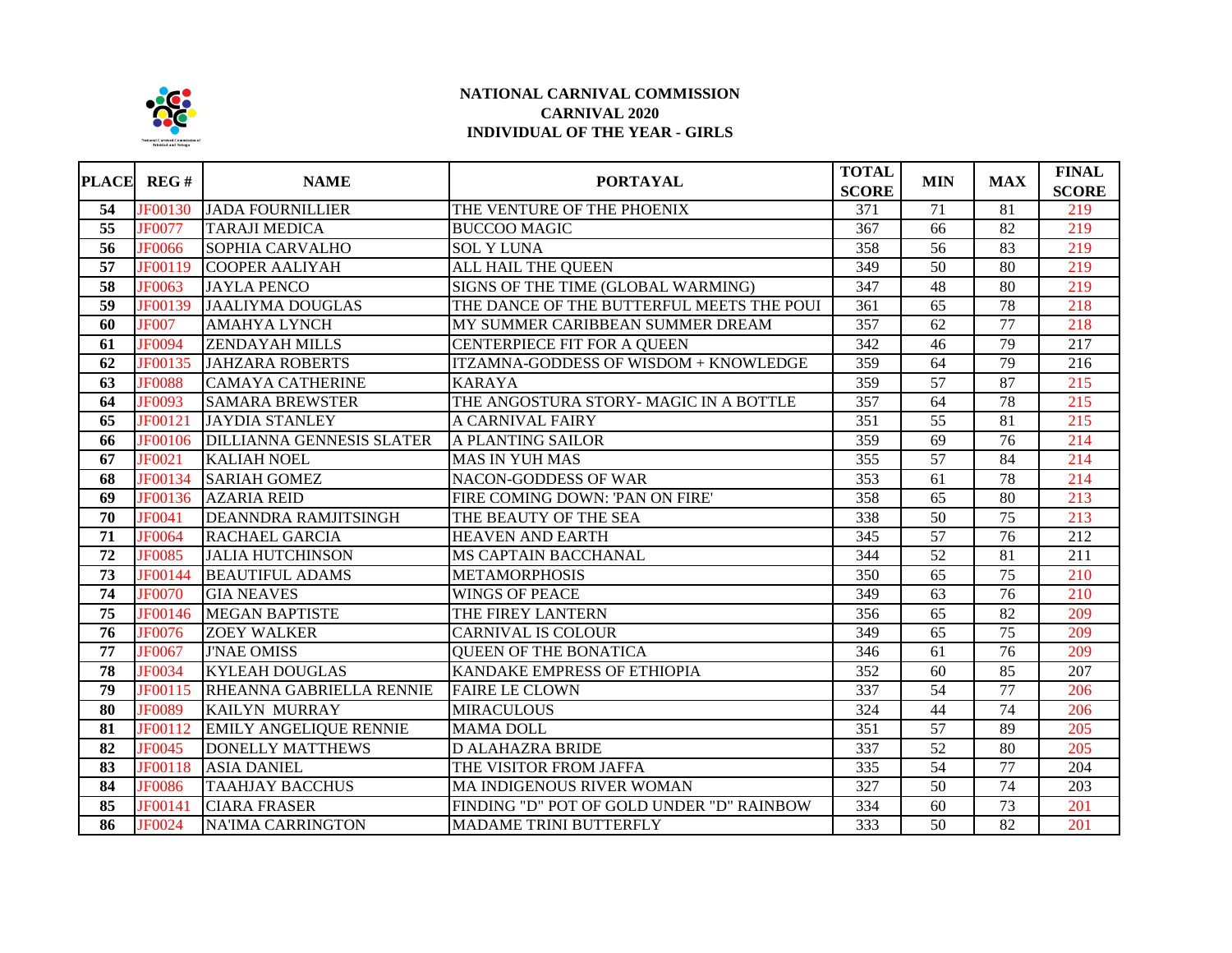# NATIONAL CARNIVAL COMMISSION
## CARNIVAL 2020
## INDIVIDUAL OF THE YEAR - GIRLS

| PLACE | REG # | NAME | PORTAYAL | TOTAL SCORE | MIN | MAX | FINAL SCORE |
|---|---|---|---|---|---|---|---|
| 54 | JF00130 | JADA FOURNILLIER | THE VENTURE OF THE PHOENIX | 371 | 71 | 81 | 219 |
| 55 | JF0077 | TARAJI MEDICA | BUCCOO MAGIC | 367 | 66 | 82 | 219 |
| 56 | JF0066 | SOPHIA CARVALHO | SOL Y LUNA | 358 | 56 | 83 | 219 |
| 57 | JF00119 | COOPER AALIYAH | ALL HAIL THE QUEEN | 349 | 50 | 80 | 219 |
| 58 | JF0063 | JAYLA PENCO | SIGNS OF THE TIME (GLOBAL WARMING) | 347 | 48 | 80 | 219 |
| 59 | JF00139 | JAALIYMA DOUGLAS | THE DANCE OF THE BUTTERFUL MEETS THE POUI | 361 | 65 | 78 | 218 |
| 60 | JF007 | AMAHYA LYNCH | MY SUMMER CARIBBEAN SUMMER DREAM | 357 | 62 | 77 | 218 |
| 61 | JF0094 | ZENDAYAH MILLS | CENTERPIECE FIT FOR A QUEEN | 342 | 46 | 79 | 217 |
| 62 | JF00135 | JAHZARA ROBERTS | ITZAMNA-GODDESS OF WISDOM + KNOWLEDGE | 359 | 64 | 79 | 216 |
| 63 | JF0088 | CAMAYA CATHERINE | KARAYA | 359 | 57 | 87 | 215 |
| 64 | JF0093 | SAMARA BREWSTER | THE ANGOSTURA STORY- MAGIC IN A BOTTLE | 357 | 64 | 78 | 215 |
| 65 | JF00121 | JAYDIA STANLEY | A CARNIVAL FAIRY | 351 | 55 | 81 | 215 |
| 66 | JF00106 | DILLIANNA GENNESIS SLATER | A PLANTING SAILOR | 359 | 69 | 76 | 214 |
| 67 | JF0021 | KALIAH NOEL | MAS IN YUH MAS | 355 | 57 | 84 | 214 |
| 68 | JF00134 | SARIAH GOMEZ | NACON-GODDESS OF WAR | 353 | 61 | 78 | 214 |
| 69 | JF00136 | AZARIA REID | FIRE COMING DOWN: 'PAN ON FIRE' | 358 | 65 | 80 | 213 |
| 70 | JF0041 | DEANNDRA RAMJITSINGH | THE BEAUTY OF THE SEA | 338 | 50 | 75 | 213 |
| 71 | JF0064 | RACHAEL GARCIA | HEAVEN AND EARTH | 345 | 57 | 76 | 212 |
| 72 | JF0085 | JALIA HUTCHINSON | MS CAPTAIN BACCHANAL | 344 | 52 | 81 | 211 |
| 73 | JF00144 | BEAUTIFUL ADAMS | METAMORPHOSIS | 350 | 65 | 75 | 210 |
| 74 | JF0070 | GIA NEAVES | WINGS OF PEACE | 349 | 63 | 76 | 210 |
| 75 | JF00146 | MEGAN BAPTISTE | THE FIREY LANTERN | 356 | 65 | 82 | 209 |
| 76 | JF0076 | ZOEY WALKER | CARNIVAL IS COLOUR | 349 | 65 | 75 | 209 |
| 77 | JF0067 | J'NAE OMISS | QUEEN OF THE BONATICA | 346 | 61 | 76 | 209 |
| 78 | JF0034 | KYLEAH DOUGLAS | KANDAKE EMPRESS OF ETHIOPIA | 352 | 60 | 85 | 207 |
| 79 | JF00115 | RHEANNA GABRIELLA RENNIE | FAIRE LE CLOWN | 337 | 54 | 77 | 206 |
| 80 | JF0089 | KAILYN MURRAY | MIRACULOUS | 324 | 44 | 74 | 206 |
| 81 | JF00112 | EMILY ANGELIQUE RENNIE | MAMA DOLL | 351 | 57 | 89 | 205 |
| 82 | JF0045 | DONELLY MATTHEWS | D ALAHAZRA BRIDE | 337 | 52 | 80 | 205 |
| 83 | JF00118 | ASIA DANIEL | THE VISITOR FROM JAFFA | 335 | 54 | 77 | 204 |
| 84 | JF0086 | TAAHJAY BACCHUS | MA INDIGENOUS RIVER WOMAN | 327 | 50 | 74 | 203 |
| 85 | JF00141 | CIARA FRASER | FINDING "D" POT OF GOLD UNDER "D" RAINBOW | 334 | 60 | 73 | 201 |
| 86 | JF0024 | NA'IMA CARRINGTON | MADAME TRINI BUTTERFLY | 333 | 50 | 82 | 201 |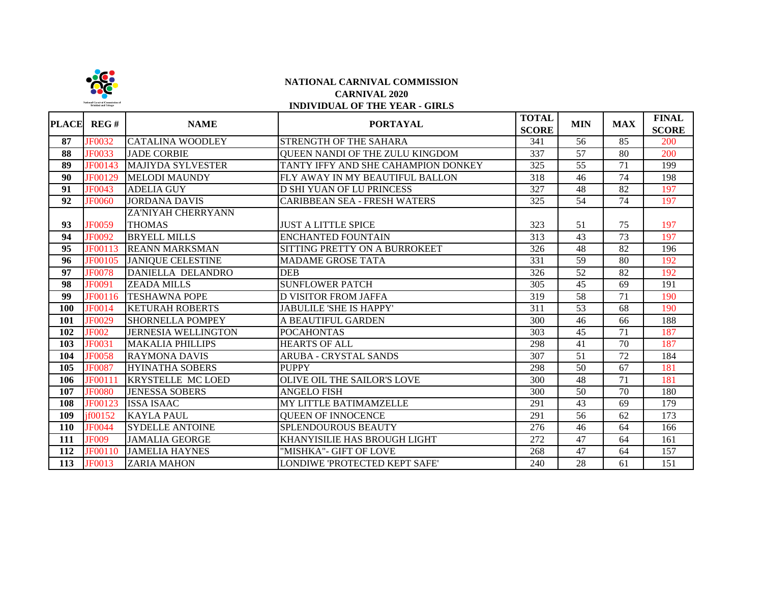**NATIONAL CARNIVAL COMMISSION**
**CARNIVAL 2020**
**INDIVIDUAL OF THE YEAR - GIRLS**

| PLACE | REG # | NAME | PORTAYAL | TOTAL SCORE | MIN | MAX | FINAL SCORE |
|---|---|---|---|---|---|---|---|
| 87 | JF0032 | CATALINA WOODLEY | STRENGTH OF THE SAHARA | 341 | 56 | 85 | 200 |
| 88 | JF0033 | JADE CORBIE | QUEEN NANDI OF THE ZULU KINGDOM | 337 | 57 | 80 | 200 |
| 89 | JF00143 | MAJIYDA SYLVESTER | TANTY IFFY AND SHE CAHAMPION DONKEY | 325 | 55 | 71 | 199 |
| 90 | JF00129 | MELODI MAUNDY | FLY AWAY IN MY BEAUTIFUL BALLON | 318 | 46 | 74 | 198 |
| 91 | JF0043 | ADELIA GUY | D SHI YUAN OF LU PRINCESS | 327 | 48 | 82 | 197 |
| 92 | JF0060 | JORDANA DAVIS | CARIBBEAN SEA - FRESH WATERS | 325 | 54 | 74 | 197 |
| 93 | JF0059 | ZA'NIYAH CHERRYANN THOMAS | JUST A LITTLE SPICE | 323 | 51 | 75 | 197 |
| 94 | JF0092 | BRYELL MILLS | ENCHANTED FOUNTAIN | 313 | 43 | 73 | 197 |
| 95 | JF00113 | REANN MARKSMAN | SITTING PRETTY ON A BURROKEET | 326 | 48 | 82 | 196 |
| 96 | JF00105 | JANIQUE CELESTINE | MADAME GROSE TATA | 331 | 59 | 80 | 192 |
| 97 | JF0078 | DANIELLA DELANDRO | DEB | 326 | 52 | 82 | 192 |
| 98 | JF0091 | ZEADA MILLS | SUNFLOWER PATCH | 305 | 45 | 69 | 191 |
| 99 | JF00116 | TESHAWNA POPE | D VISITOR FROM JAFFA | 319 | 58 | 71 | 190 |
| 100 | JF0014 | KETURAH ROBERTS | JABULILE 'SHE IS HAPPY' | 311 | 53 | 68 | 190 |
| 101 | JF0029 | SHORNELLA POMPEY | A BEAUTIFUL GARDEN | 300 | 46 | 66 | 188 |
| 102 | JF002 | JERNESIA WELLINGTON | POCAHONTAS | 303 | 45 | 71 | 187 |
| 103 | JF0031 | MAKALIA PHILLIPS | HEARTS OF ALL | 298 | 41 | 70 | 187 |
| 104 | JF0058 | RAYMONA DAVIS | ARUBA - CRYSTAL SANDS | 307 | 51 | 72 | 184 |
| 105 | JF0087 | HYINATHA SOBERS | PUPPY | 298 | 50 | 67 | 181 |
| 106 | JF00111 | KRYSTELLE MC LOED | OLIVE OIL THE SAILOR'S LOVE | 300 | 48 | 71 | 181 |
| 107 | JF0080 | JENESSA SOBERS | ANGELO FISH | 300 | 50 | 70 | 180 |
| 108 | JF00123 | ISSA ISAAC | MY LITTLE BATIMAMZELLE | 291 | 43 | 69 | 179 |
| 109 | jf00152 | KAYLA PAUL | QUEEN OF INNOCENCE | 291 | 56 | 62 | 173 |
| 110 | JF0044 | SYDELLE ANTOINE | SPLENDOUROUS BEAUTY | 276 | 46 | 64 | 166 |
| 111 | JF009 | JAMALIA GEORGE | KHANYISILIE HAS BROUGH LIGHT | 272 | 47 | 64 | 161 |
| 112 | JF00110 | JAMELIA HAYNES | "MISHKA"- GIFT OF LOVE | 268 | 47 | 64 | 157 |
| 113 | JF0013 | ZARIA MAHON | LONDIWE 'PROTECTED KEPT SAFE' | 240 | 28 | 61 | 151 |